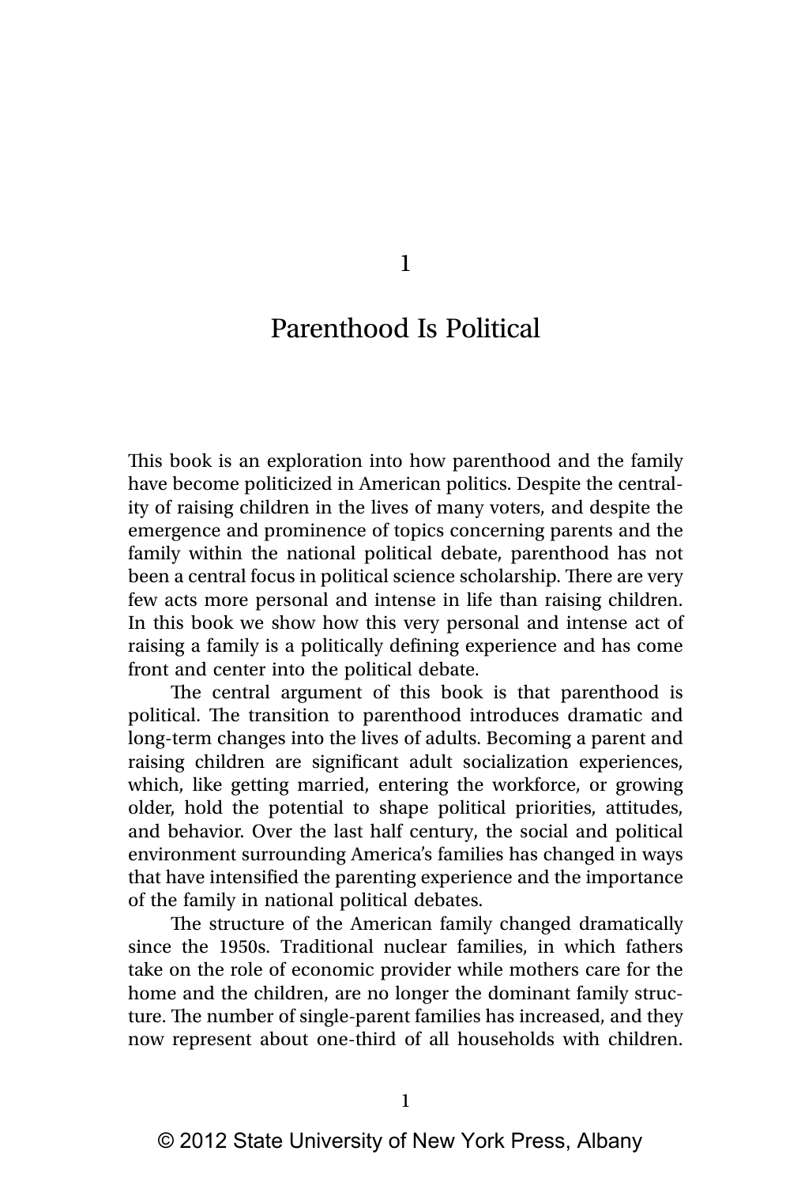# 1

# Parenthood Is Political

This book is an exploration into how parenthood and the family have become politicized in American politics. Despite the centrality of raising children in the lives of many voters, and despite the emergence and prominence of topics concerning parents and the family within the national political debate, parenthood has not been a central focus in political science scholarship. There are very few acts more personal and intense in life than raising children. In this book we show how this very personal and intense act of raising a family is a politically defining experience and has come front and center into the political debate.

The central argument of this book is that parenthood is political. The transition to parenthood introduces dramatic and long-term changes into the lives of adults. Becoming a parent and raising children are significant adult socialization experiences, which, like getting married, entering the workforce, or growing older, hold the potential to shape political priorities, attitudes, and behavior. Over the last half century, the social and political environment surrounding America's families has changed in ways that have intensified the parenting experience and the importance of the family in national political debates.

The structure of the American family changed dramatically since the 1950s. Traditional nuclear families, in which fathers take on the role of economic provider while mothers care for the home and the children, are no longer the dominant family structure. The number of single-parent families has increased, and they now represent about one-third of all households with children.

© 2012 State University of New York Press, Albany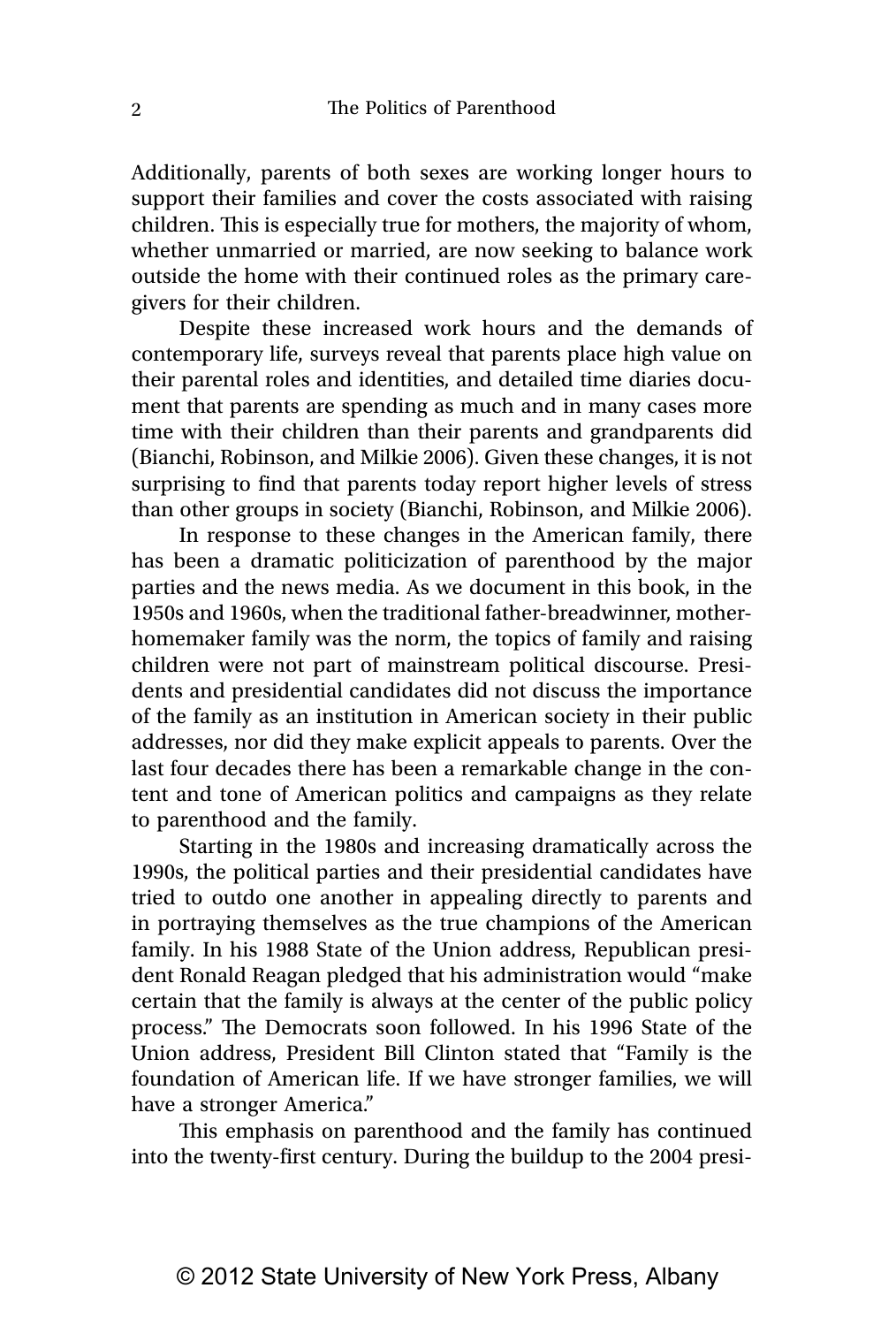Additionally, parents of both sexes are working longer hours to support their families and cover the costs associated with raising children. This is especially true for mothers, the majority of whom, whether unmarried or married, are now seeking to balance work outside the home with their continued roles as the primary caregivers for their children.

Despite these increased work hours and the demands of contemporary life, surveys reveal that parents place high value on their parental roles and identities, and detailed time diaries document that parents are spending as much and in many cases more time with their children than their parents and grandparents did (Bianchi, Robinson, and Milkie 2006). Given these changes, it is not surprising to find that parents today report higher levels of stress than other groups in society (Bianchi, Robinson, and Milkie 2006).

In response to these changes in the American family, there has been a dramatic politicization of parenthood by the major parties and the news media. As we document in this book, in the 1950s and 1960s, when the traditional father-breadwinner, mother-homemaker family was the norm, the topics of family and raising children were not part of mainstream political discourse. Presidents and presidential candidates did not discuss the importance of the family as an institution in American society in their public addresses, nor did they make explicit appeals to parents. Over the last four decades there has been a remarkable change in the content and tone of American politics and campaigns as they relate to parenthood and the family.

Starting in the 1980s and increasing dramatically across the 1990s, the political parties and their presidential candidates have tried to outdo one another in appealing directly to parents and in portraying themselves as the true champions of the American family. In his 1988 State of the Union address, Republican president Ronald Reagan pledged that his administration would "make certain that the family is always at the center of the public policy process." The Democrats soon followed. In his 1996 State of the Union address, President Bill Clinton stated that "Family is the foundation of American life. If we have stronger families, we will have a stronger America."

This emphasis on parenthood and the family has continued into the twenty-first century. During the buildup to the 2004 presi-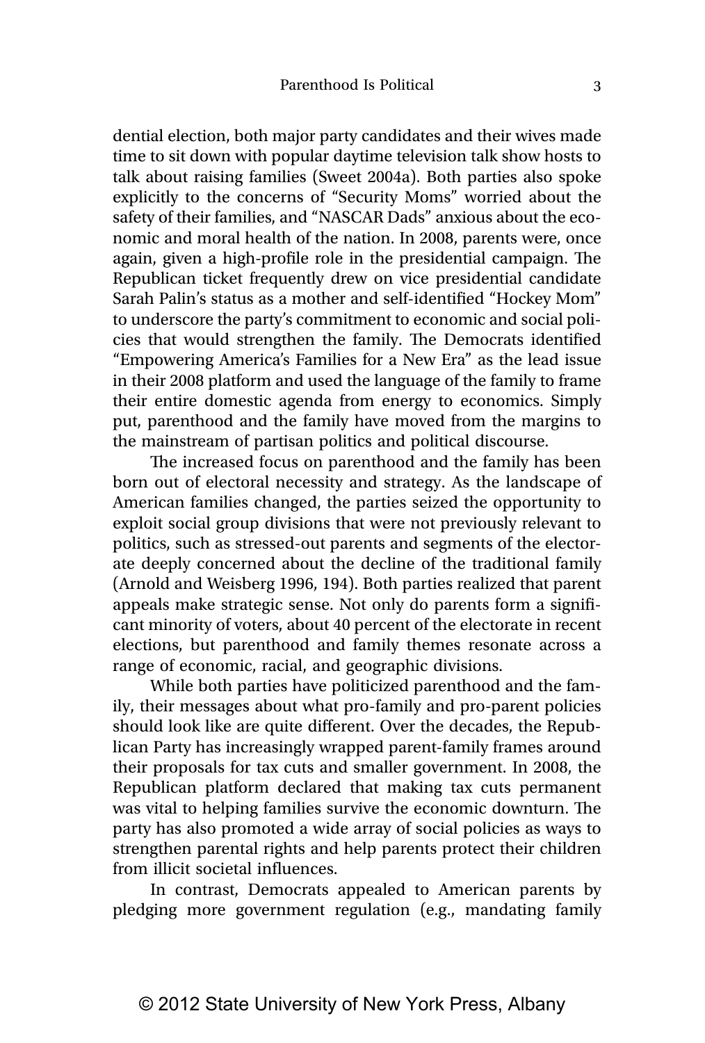dential election, both major party candidates and their wives made time to sit down with popular daytime television talk show hosts to talk about raising families (Sweet 2004a). Both parties also spoke explicitly to the concerns of "Security Moms" worried about the safety of their families, and "NASCAR Dads" anxious about the economic and moral health of the nation. In 2008, parents were, once again, given a high-profile role in the presidential campaign. The Republican ticket frequently drew on vice presidential candidate Sarah Palin's status as a mother and self-identified "Hockey Mom" to underscore the party's commitment to economic and social policies that would strengthen the family. The Democrats identified "Empowering America's Families for a New Era" as the lead issue in their 2008 platform and used the language of the family to frame their entire domestic agenda from energy to economics. Simply put, parenthood and the family have moved from the margins to the mainstream of partisan politics and political discourse.

The increased focus on parenthood and the family has been born out of electoral necessity and strategy. As the landscape of American families changed, the parties seized the opportunity to exploit social group divisions that were not previously relevant to politics, such as stressed-out parents and segments of the electorate deeply concerned about the decline of the traditional family (Arnold and Weisberg 1996, 194). Both parties realized that parent appeals make strategic sense. Not only do parents form a significant minority of voters, about 40 percent of the electorate in recent elections, but parenthood and family themes resonate across a range of economic, racial, and geographic divisions.

While both parties have politicized parenthood and the family, their messages about what pro-family and pro-parent policies should look like are quite different. Over the decades, the Republican Party has increasingly wrapped parent-family frames around their proposals for tax cuts and smaller government. In 2008, the Republican platform declared that making tax cuts permanent was vital to helping families survive the economic downturn. The party has also promoted a wide array of social policies as ways to strengthen parental rights and help parents protect their children from illicit societal influences.

In contrast, Democrats appealed to American parents by pledging more government regulation (e.g., mandating family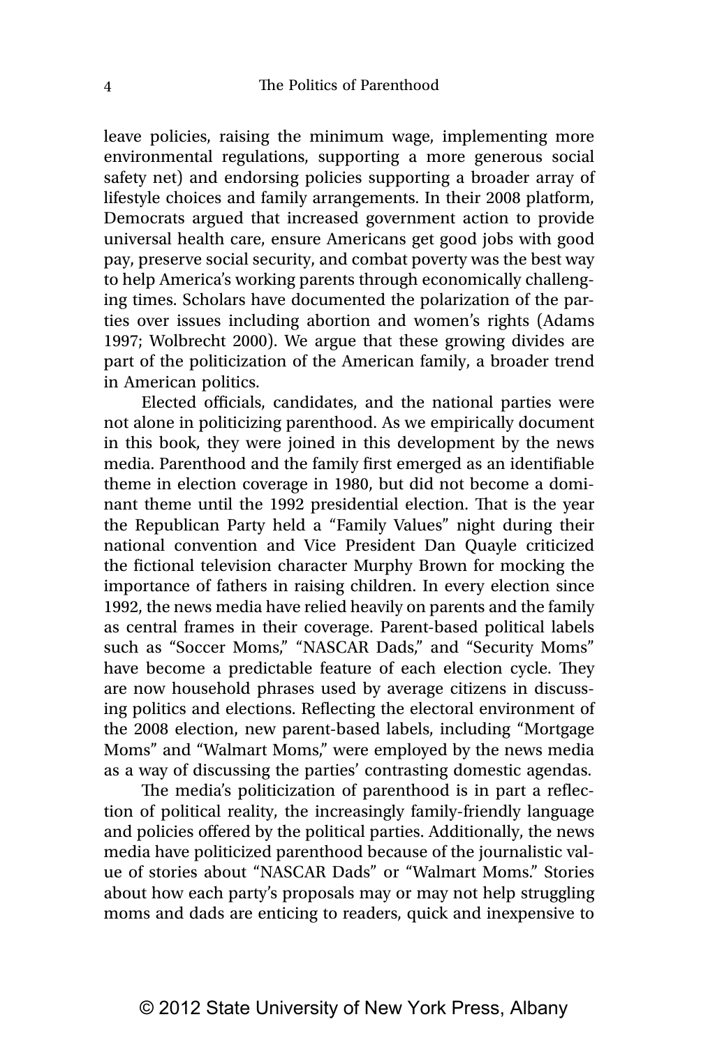leave policies, raising the minimum wage, implementing more environmental regulations, supporting a more generous social safety net) and endorsing policies supporting a broader array of lifestyle choices and family arrangements. In their 2008 platform, Democrats argued that increased government action to provide universal health care, ensure Americans get good jobs with good pay, preserve social security, and combat poverty was the best way to help America's working parents through economically challenging times. Scholars have documented the polarization of the parties over issues including abortion and women's rights (Adams 1997; Wolbrecht 2000). We argue that these growing divides are part of the politicization of the American family, a broader trend in American politics.

Elected officials, candidates, and the national parties were not alone in politicizing parenthood. As we empirically document in this book, they were joined in this development by the news media. Parenthood and the family first emerged as an identifiable theme in election coverage in 1980, but did not become a dominant theme until the 1992 presidential election. That is the year the Republican Party held a "Family Values" night during their national convention and Vice President Dan Quayle criticized the fictional television character Murphy Brown for mocking the importance of fathers in raising children. In every election since 1992, the news media have relied heavily on parents and the family as central frames in their coverage. Parent-based political labels such as "Soccer Moms," "NASCAR Dads," and "Security Moms" have become a predictable feature of each election cycle. They are now household phrases used by average citizens in discussing politics and elections. Reflecting the electoral environment of the 2008 election, new parent-based labels, including "Mortgage Moms" and "Walmart Moms," were employed by the news media as a way of discussing the parties' contrasting domestic agendas.

The media's politicization of parenthood is in part a reflection of political reality, the increasingly family-friendly language and policies offered by the political parties. Additionally, the news media have politicized parenthood because of the journalistic value of stories about "NASCAR Dads" or "Walmart Moms." Stories about how each party's proposals may or may not help struggling moms and dads are enticing to readers, quick and inexpensive to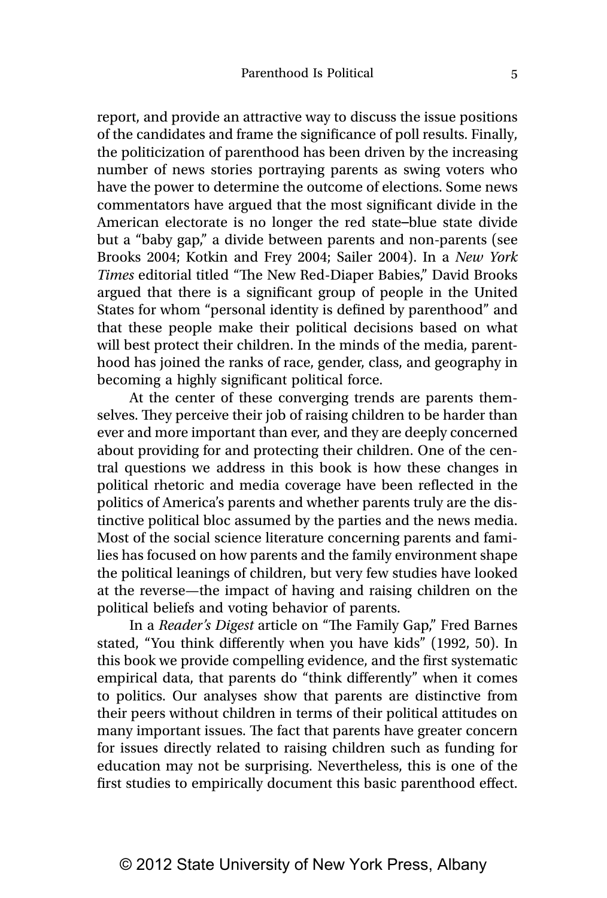report, and provide an attractive way to discuss the issue positions of the candidates and frame the significance of poll results. Finally, the politicization of parenthood has been driven by the increasing number of news stories portraying parents as swing voters who have the power to determine the outcome of elections. Some news commentators have argued that the most significant divide in the American electorate is no longer the red state–blue state divide but a "baby gap," a divide between parents and non-parents (see Brooks 2004; Kotkin and Frey 2004; Sailer 2004). In a *New York Times* editorial titled "The New Red-Diaper Babies," David Brooks argued that there is a significant group of people in the United States for whom "personal identity is defined by parenthood" and that these people make their political decisions based on what will best protect their children. In the minds of the media, parenthood has joined the ranks of race, gender, class, and geography in becoming a highly significant political force.

At the center of these converging trends are parents themselves. They perceive their job of raising children to be harder than ever and more important than ever, and they are deeply concerned about providing for and protecting their children. One of the central questions we address in this book is how these changes in political rhetoric and media coverage have been reflected in the politics of America's parents and whether parents truly are the distinctive political bloc assumed by the parties and the news media. Most of the social science literature concerning parents and families has focused on how parents and the family environment shape the political leanings of children, but very few studies have looked at the reverse—the impact of having and raising children on the political beliefs and voting behavior of parents.

In a *Reader's Digest* article on "The Family Gap," Fred Barnes stated, "You think differently when you have kids" (1992, 50). In this book we provide compelling evidence, and the first systematic empirical data, that parents do "think differently" when it comes to politics. Our analyses show that parents are distinctive from their peers without children in terms of their political attitudes on many important issues. The fact that parents have greater concern for issues directly related to raising children such as funding for education may not be surprising. Nevertheless, this is one of the first studies to empirically document this basic parenthood effect.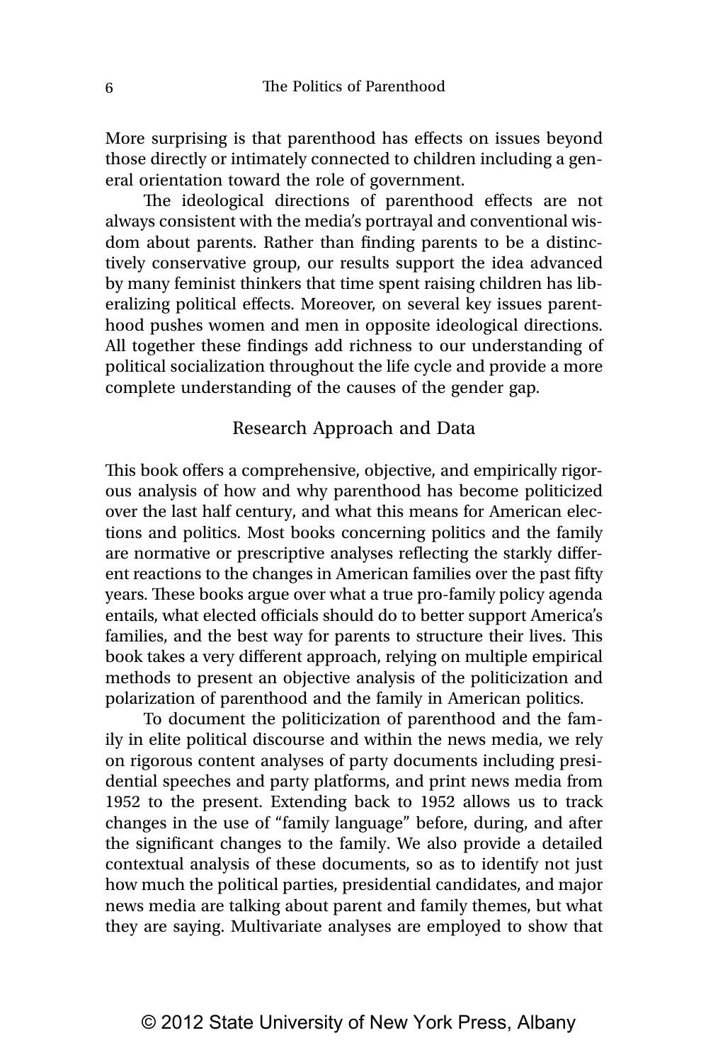More surprising is that parenthood has effects on issues beyond those directly or intimately connected to children including a general orientation toward the role of government.

The ideological directions of parenthood effects are not always consistent with the media's portrayal and conventional wisdom about parents. Rather than finding parents to be a distinctively conservative group, our results support the idea advanced by many feminist thinkers that time spent raising children has liberalizing political effects. Moreover, on several key issues parenthood pushes women and men in opposite ideological directions. All together these findings add richness to our understanding of political socialization throughout the life cycle and provide a more complete understanding of the causes of the gender gap.

## Research Approach and Data

This book offers a comprehensive, objective, and empirically rigorous analysis of how and why parenthood has become politicized over the last half century, and what this means for American elections and politics. Most books concerning politics and the family are normative or prescriptive analyses reflecting the starkly different reactions to the changes in American families over the past fifty years. These books argue over what a true pro-family policy agenda entails, what elected officials should do to better support America's families, and the best way for parents to structure their lives. This book takes a very different approach, relying on multiple empirical methods to present an objective analysis of the politicization and polarization of parenthood and the family in American politics.

To document the politicization of parenthood and the family in elite political discourse and within the news media, we rely on rigorous content analyses of party documents including presidential speeches and party platforms, and print news media from 1952 to the present. Extending back to 1952 allows us to track changes in the use of "family language" before, during, and after the significant changes to the family. We also provide a detailed contextual analysis of these documents, so as to identify not just how much the political parties, presidential candidates, and major news media are talking about parent and family themes, but what they are saying. Multivariate analyses are employed to show that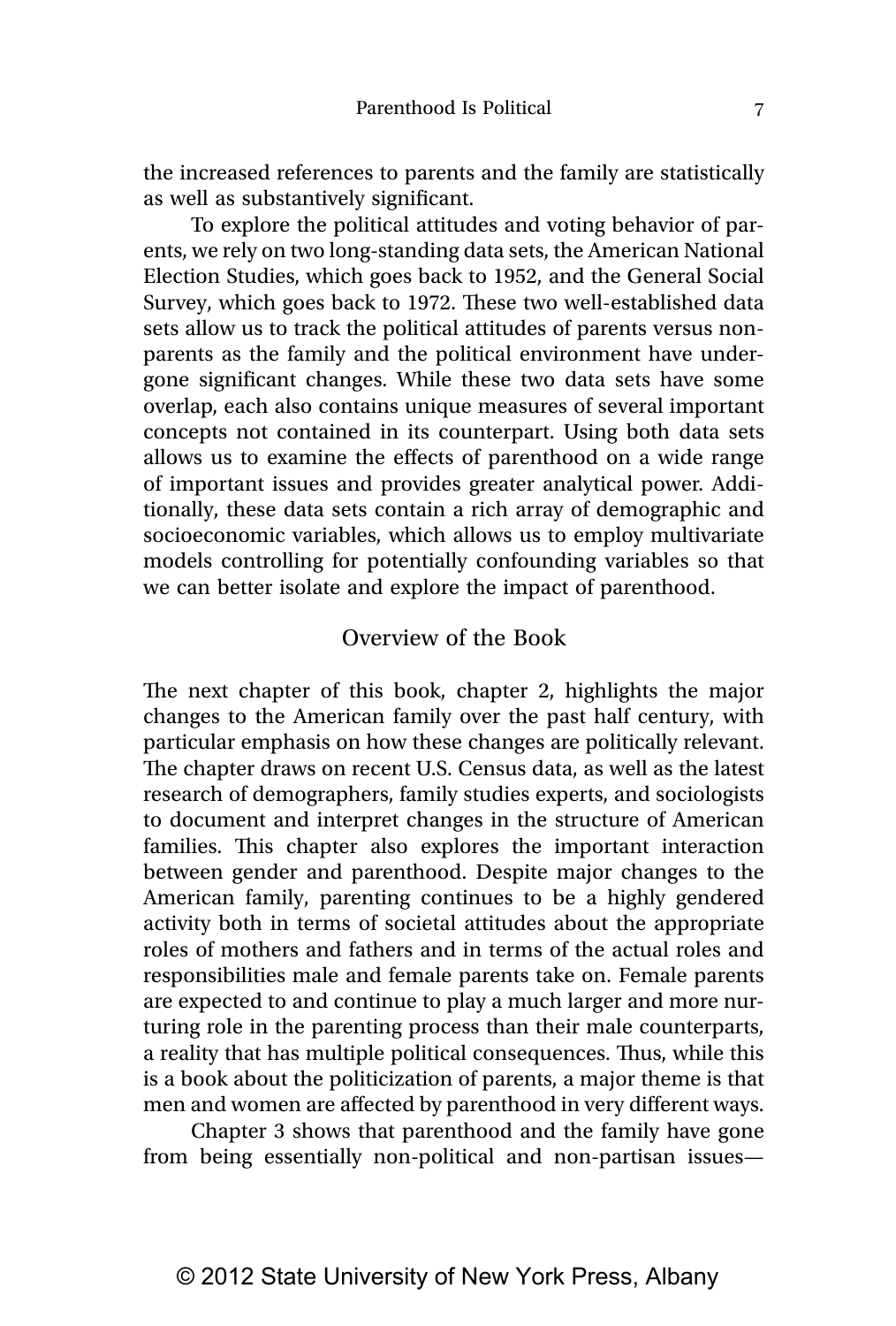the increased references to parents and the family are statistically as well as substantively significant.

To explore the political attitudes and voting behavior of parents, we rely on two long-standing data sets, the American National Election Studies, which goes back to 1952, and the General Social Survey, which goes back to 1972. These two well-established data sets allow us to track the political attitudes of parents versus non-parents as the family and the political environment have undergone significant changes. While these two data sets have some overlap, each also contains unique measures of several important concepts not contained in its counterpart. Using both data sets allows us to examine the effects of parenthood on a wide range of important issues and provides greater analytical power. Additionally, these data sets contain a rich array of demographic and socioeconomic variables, which allows us to employ multivariate models controlling for potentially confounding variables so that we can better isolate and explore the impact of parenthood.

## Overview of the Book

The next chapter of this book, chapter 2, highlights the major changes to the American family over the past half century, with particular emphasis on how these changes are politically relevant. The chapter draws on recent U.S. Census data, as well as the latest research of demographers, family studies experts, and sociologists to document and interpret changes in the structure of American families. This chapter also explores the important interaction between gender and parenthood. Despite major changes to the American family, parenting continues to be a highly gendered activity both in terms of societal attitudes about the appropriate roles of mothers and fathers and in terms of the actual roles and responsibilities male and female parents take on. Female parents are expected to and continue to play a much larger and more nurturing role in the parenting process than their male counterparts, a reality that has multiple political consequences. Thus, while this is a book about the politicization of parents, a major theme is that men and women are affected by parenthood in very different ways.

Chapter 3 shows that parenthood and the family have gone from being essentially non-political and non-partisan issues—

© 2012 State University of New York Press, Albany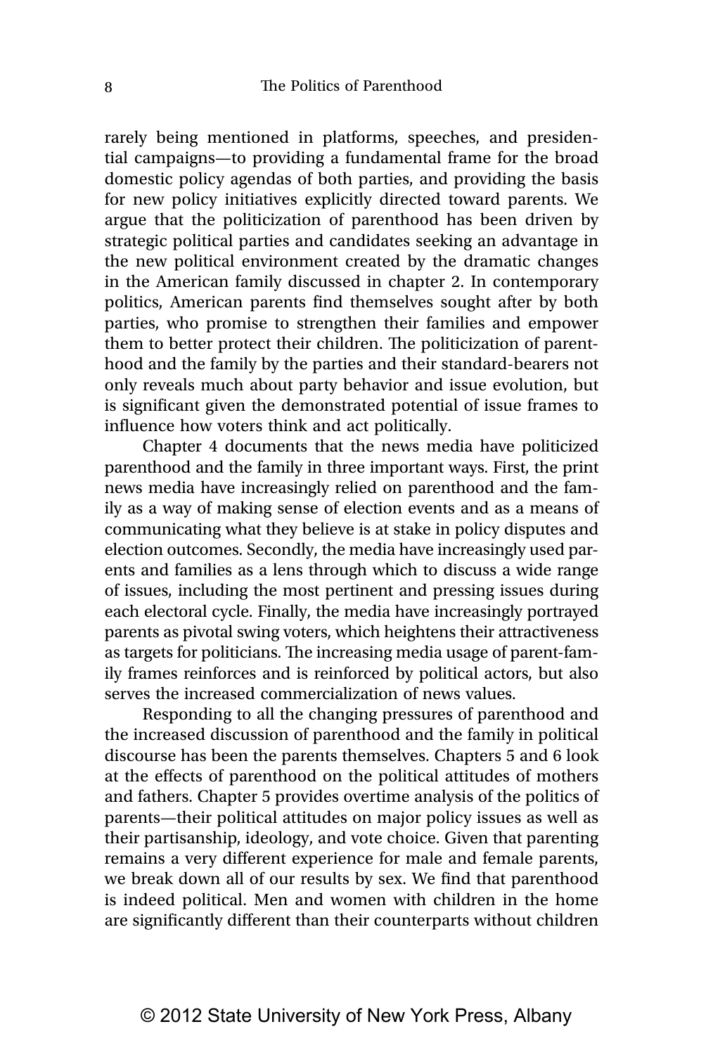rarely being mentioned in platforms, speeches, and presidential campaigns—to providing a fundamental frame for the broad domestic policy agendas of both parties, and providing the basis for new policy initiatives explicitly directed toward parents. We argue that the politicization of parenthood has been driven by strategic political parties and candidates seeking an advantage in the new political environment created by the dramatic changes in the American family discussed in chapter 2. In contemporary politics, American parents find themselves sought after by both parties, who promise to strengthen their families and empower them to better protect their children. The politicization of parenthood and the family by the parties and their standard-bearers not only reveals much about party behavior and issue evolution, but is significant given the demonstrated potential of issue frames to influence how voters think and act politically.

Chapter 4 documents that the news media have politicized parenthood and the family in three important ways. First, the print news media have increasingly relied on parenthood and the family as a way of making sense of election events and as a means of communicating what they believe is at stake in policy disputes and election outcomes. Secondly, the media have increasingly used parents and families as a lens through which to discuss a wide range of issues, including the most pertinent and pressing issues during each electoral cycle. Finally, the media have increasingly portrayed parents as pivotal swing voters, which heightens their attractiveness as targets for politicians. The increasing media usage of parent-family frames reinforces and is reinforced by political actors, but also serves the increased commercialization of news values.

Responding to all the changing pressures of parenthood and the increased discussion of parenthood and the family in political discourse has been the parents themselves. Chapters 5 and 6 look at the effects of parenthood on the political attitudes of mothers and fathers. Chapter 5 provides overtime analysis of the politics of parents—their political attitudes on major policy issues as well as their partisanship, ideology, and vote choice. Given that parenting remains a very different experience for male and female parents, we break down all of our results by sex. We find that parenthood is indeed political. Men and women with children in the home are significantly different than their counterparts without children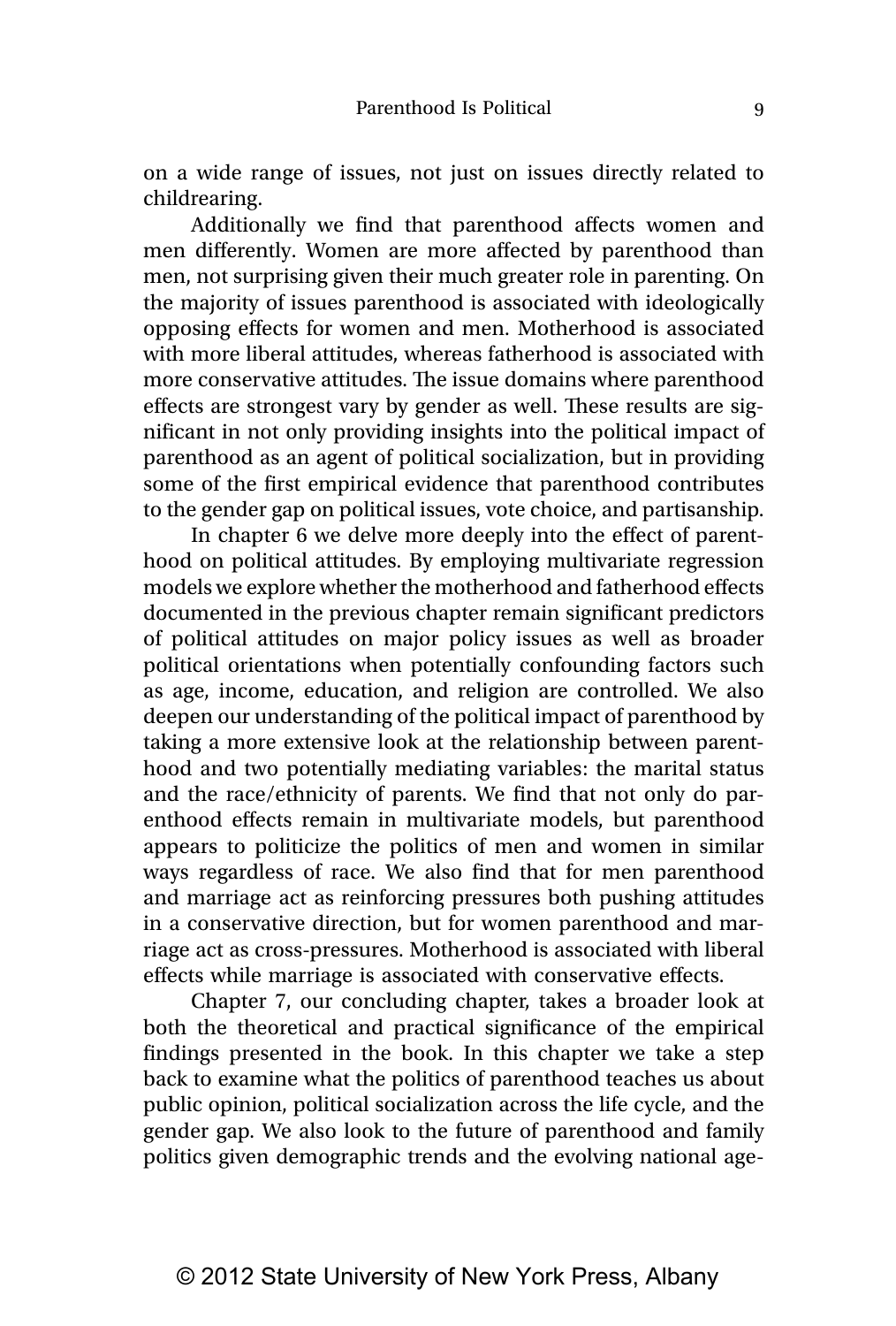on a wide range of issues, not just on issues directly related to childrearing.

Additionally we find that parenthood affects women and men differently. Women are more affected by parenthood than men, not surprising given their much greater role in parenting. On the majority of issues parenthood is associated with ideologically opposing effects for women and men. Motherhood is associated with more liberal attitudes, whereas fatherhood is associated with more conservative attitudes. The issue domains where parenthood effects are strongest vary by gender as well. These results are significant in not only providing insights into the political impact of parenthood as an agent of political socialization, but in providing some of the first empirical evidence that parenthood contributes to the gender gap on political issues, vote choice, and partisanship.

In chapter 6 we delve more deeply into the effect of parenthood on political attitudes. By employing multivariate regression models we explore whether the motherhood and fatherhood effects documented in the previous chapter remain significant predictors of political attitudes on major policy issues as well as broader political orientations when potentially confounding factors such as age, income, education, and religion are controlled. We also deepen our understanding of the political impact of parenthood by taking a more extensive look at the relationship between parenthood and two potentially mediating variables: the marital status and the race/ethnicity of parents. We find that not only do parenthood effects remain in multivariate models, but parenthood appears to politicize the politics of men and women in similar ways regardless of race. We also find that for men parenthood and marriage act as reinforcing pressures both pushing attitudes in a conservative direction, but for women parenthood and marriage act as cross-pressures. Motherhood is associated with liberal effects while marriage is associated with conservative effects.

Chapter 7, our concluding chapter, takes a broader look at both the theoretical and practical significance of the empirical findings presented in the book. In this chapter we take a step back to examine what the politics of parenthood teaches us about public opinion, political socialization across the life cycle, and the gender gap. We also look to the future of parenthood and family politics given demographic trends and the evolving national age-

© 2012 State University of New York Press, Albany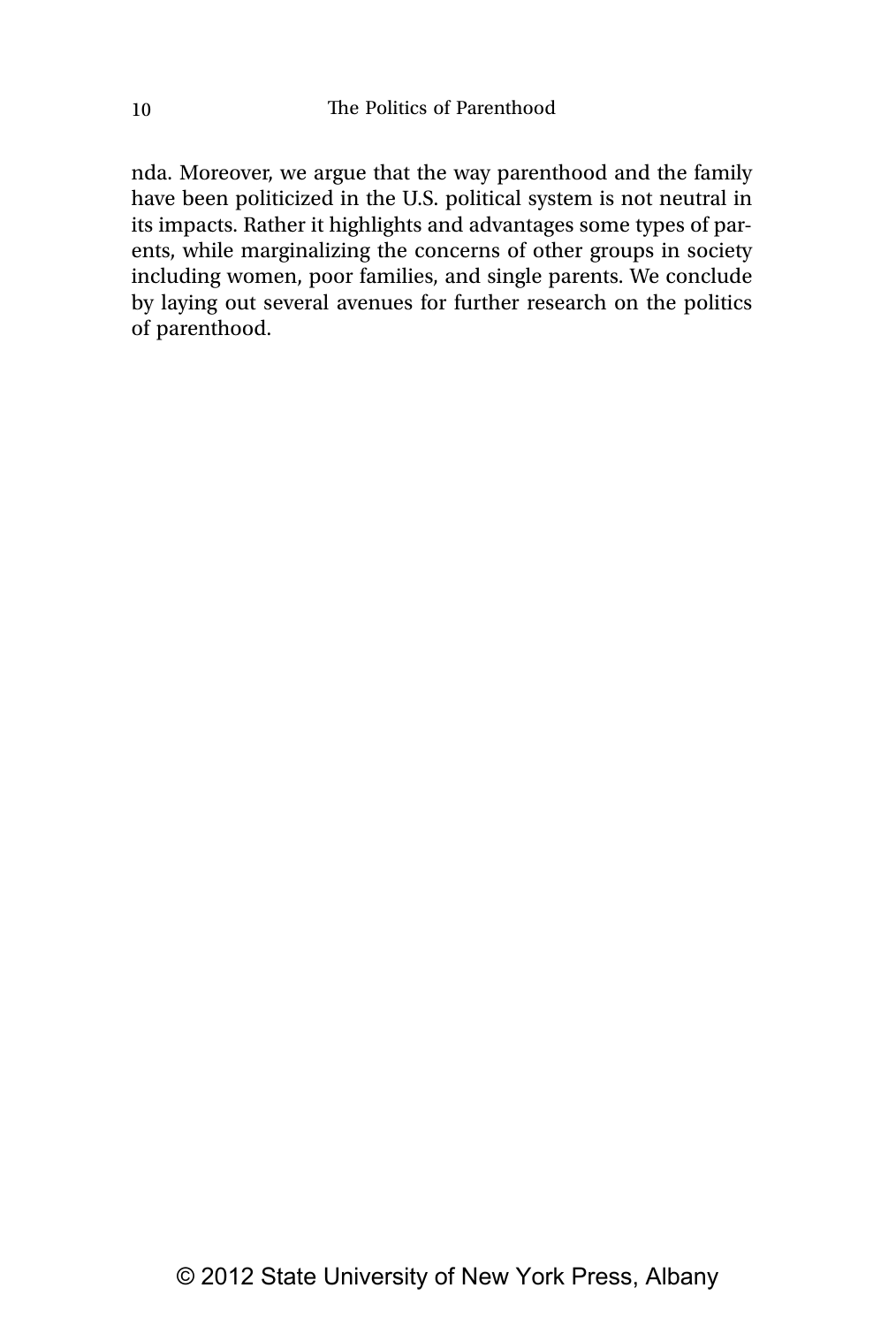nda. Moreover, we argue that the way parenthood and the family have been politicized in the U.S. political system is not neutral in its impacts. Rather it highlights and advantages some types of parents, while marginalizing the concerns of other groups in society including women, poor families, and single parents. We conclude by laying out several avenues for further research on the politics of parenthood.

© 2012 State University of New York Press, Albany